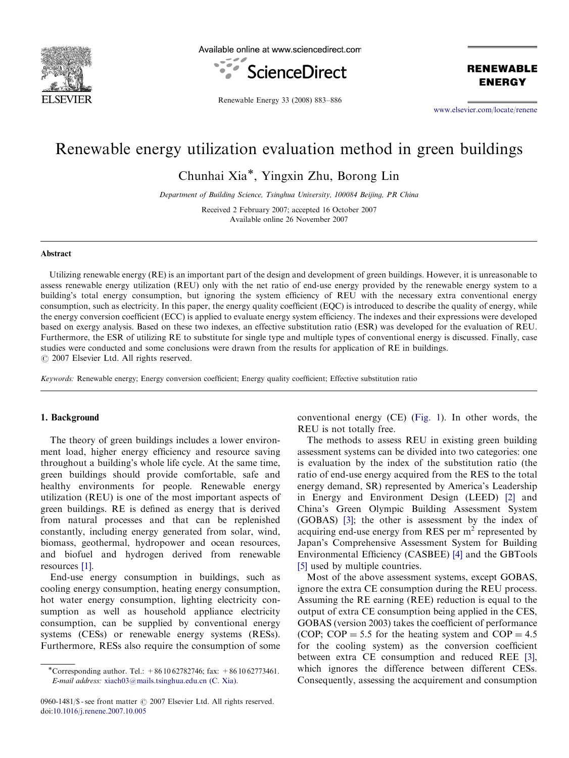# Renewable energy utilization evaluation method in green buildings

Chunhai Xia*, Yingxin Zhu, Borong Lin

*Department of Building Science, Tsinghua University, 100084 Beijing, PR China*

Received 2 February 2007; accepted 16 October 2007
Available online 26 November 2007

## Abstract

Utilizing renewable energy (RE) is an important part of the design and development of green buildings. However, it is unreasonable to assess renewable energy utilization (REU) only with the net ratio of end-use energy provided by the renewable energy system to a building's total energy consumption, but ignoring the system efficiency of REU with the necessary extra conventional energy consumption, such as electricity. In this paper, the energy quality coefficient (EQC) is introduced to describe the quality of energy, while the energy conversion coefficient (ECC) is applied to evaluate energy system efficiency. The indexes and their expressions were developed based on exergy analysis. Based on these two indexes, an effective substitution ratio (ESR) was developed for the evaluation of REU. Furthermore, the ESR of utilizing RE to substitute for single type and multiple types of conventional energy is discussed. Finally, case studies were conducted and some conclusions were drawn from the results for application of RE in buildings.
© 2007 Elsevier Ltd. All rights reserved.

*Keywords:* Renewable energy; Energy conversion coefficient; Energy quality coefficient; Effective substitution ratio

## 1. Background

The theory of green buildings includes a lower environment load, higher energy efficiency and resource saving throughout a building's whole life cycle. At the same time, green buildings should provide comfortable, safe and healthy environments for people. Renewable energy utilization (REU) is one of the most important aspects of green buildings. RE is defined as energy that is derived from natural processes and that can be replenished constantly, including energy generated from solar, wind, biomass, geothermal, hydropower and ocean resources, and biofuel and hydrogen derived from renewable resources [1].

End-use energy consumption in buildings, such as cooling energy consumption, heating energy consumption, hot water energy consumption, lighting electricity consumption as well as household appliance electricity consumption, can be supplied by conventional energy systems (CESs) or renewable energy systems (RESs). Furthermore, RESs also require the consumption of some conventional energy (CE) (Fig. 1). In other words, the REU is not totally free.

The methods to assess REU in existing green building assessment systems can be divided into two categories: one is evaluation by the index of the substitution ratio (the ratio of end-use energy acquired from the RES to the total energy demand, SR) represented by America's Leadership in Energy and Environment Design (LEED) [2] and China's Green Olympic Building Assessment System (GOBAS) [3]; the other is assessment by the index of acquiring end-use energy from RES per $m^2$ represented by Japan's Comprehensive Assessment System for Building Environmental Efficiency (CASBEE) [4] and the GBTools [5] used by multiple countries.

Most of the above assessment systems, except GOBAS, ignore the extra CE consumption during the REU process. Assuming the RE earning (REE) reduction is equal to the output of extra CE consumption being applied in the CES, GOBAS (version 2003) takes the coefficient of performance (COP; COP = 5.5 for the heating system and COP = 4.5 for the cooling system) as the conversion coefficient between extra CE consumption and reduced REE [3], which ignores the difference between different CESs. Consequently, assessing the acquirement and consumption

*Corresponding author. Tel.: +86 10 62782746; fax: +86 10 62773461.
*E-mail address:* xiach03@mails.tsinghua.edu.cn (C. Xia).

0960-1481/$ - see front matter © 2007 Elsevier Ltd. All rights reserved.
doi:10.1016/j.renene.2007.10.005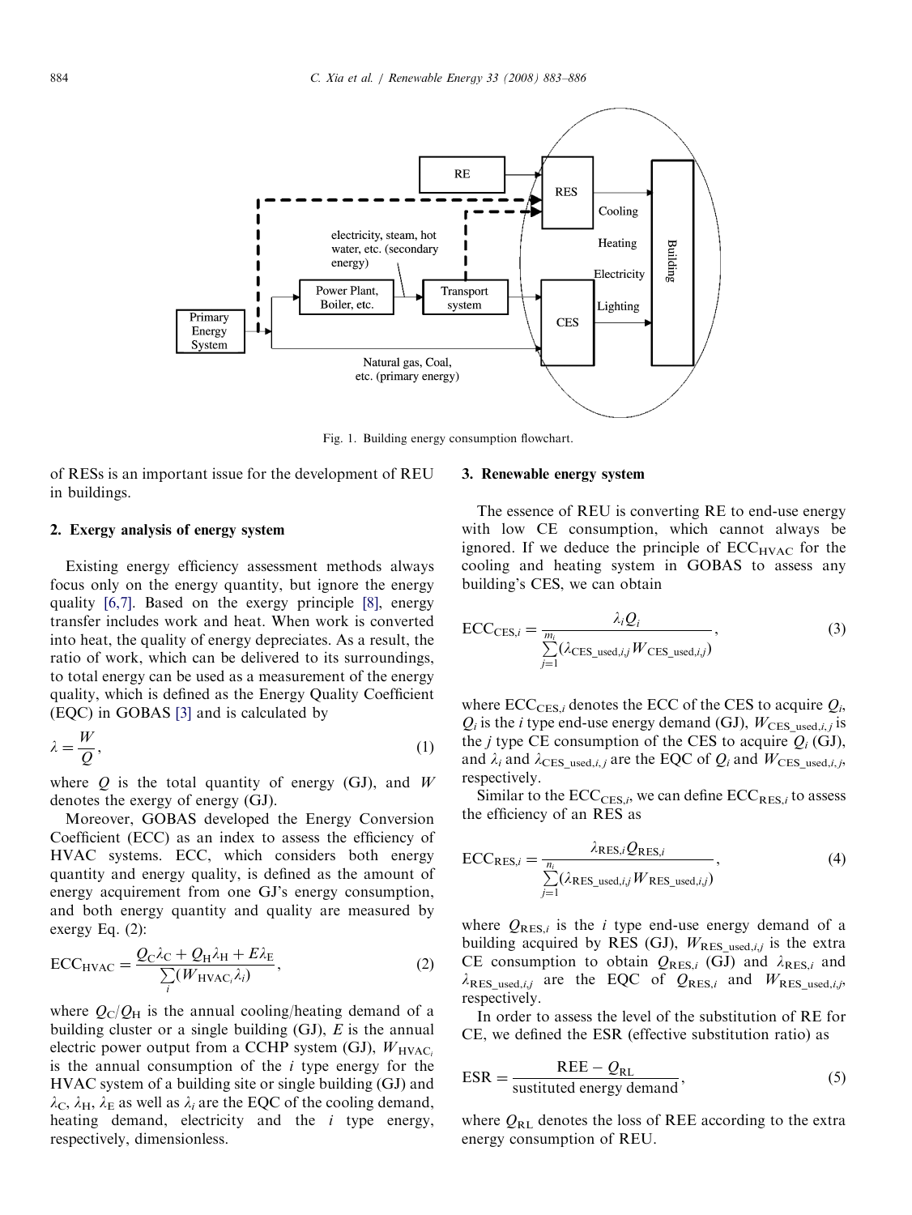Fig. 1. Building energy consumption flowchart.

of RESs is an important issue for the development of REU in buildings.

## 2. Exergy analysis of energy system

Existing energy efficiency assessment methods always focus only on the energy quantity, but ignore the energy quality [6,7]. Based on the exergy principle [8], energy transfer includes work and heat. When work is converted into heat, the quality of energy depreciates. As a result, the ratio of work, which can be delivered to its surroundings, to total energy can be used as a measurement of the energy quality, which is defined as the Energy Quality Coefficient (EQC) in GOBAS [3] and is calculated by

$$\lambda = \frac{W}{Q}, \tag{1}$$

where $Q$ is the total quantity of energy (GJ), and $W$ denotes the exergy of energy (GJ).

Moreover, GOBAS developed the Energy Conversion Coefficient (ECC) as an index to assess the efficiency of HVAC systems. ECC, which considers both energy quantity and energy quality, is defined as the amount of energy acquirement from one GJ's energy consumption, and both energy quantity and quality are measured by exergy Eq. (2):

$$\text{ECC}_{\text{HVAC}} = \frac{Q_{\text{C}}\lambda_{\text{C}} + Q_{\text{H}}\lambda_{\text{H}} + E\lambda_{\text{E}}}{\sum_i (W_{\text{HVAC}_i}\lambda_i)}, \tag{2}$$

where $Q_{\text{C}}/Q_{\text{H}}$ is the annual cooling/heating demand of a building cluster or a single building (GJ), $E$ is the annual electric power output from a CCHP system (GJ), $W_{\text{HVAC}_i}$ is the annual consumption of the $i$ type energy for the HVAC system of a building site or single building (GJ) and $\lambda_{\text{C}}$, $\lambda_{\text{H}}$, $\lambda_{\text{E}}$ as well as $\lambda_i$ are the EQC of the cooling demand, heating demand, electricity and the $i$ type energy, respectively, dimensionless.

## 3. Renewable energy system

The essence of REU is converting RE to end-use energy with low CE consumption, which cannot always be ignored. If we deduce the principle of $\text{ECC}_{\text{HVAC}}$ for the cooling and heating system in GOBAS to assess any building's CES, we can obtain

$$\text{ECC}_{\text{CES},i} = \frac{\lambda_i Q_i}{\sum_{j=1}^{m_i} (\lambda_{\text{CES\_used},i,j} W_{\text{CES\_used},i,j})}, \tag{3}$$

where $\text{ECC}_{\text{CES},i}$ denotes the ECC of the CES to acquire $Q_i$, $Q_i$ is the $i$ type end-use energy demand (GJ), $W_{\text{CES\_used},i,j}$ is the $j$ type CE consumption of the CES to acquire $Q_i$ (GJ), and $\lambda_i$ and $\lambda_{\text{CES\_used},i,j}$ are the EQC of $Q_i$ and $W_{\text{CES\_used},i,j}$, respectively.

Similar to the $\text{ECC}_{\text{CES},i}$, we can define $\text{ECC}_{\text{RES},i}$ to assess the efficiency of an RES as

$$\text{ECC}_{\text{RES},i} = \frac{\lambda_{\text{RES},i} Q_{\text{RES},i}}{\sum_{j=1}^{n_i} (\lambda_{\text{RES\_used},i,j} W_{\text{RES\_used},i,j})}, \tag{4}$$

where $Q_{\text{RES},i}$ is the $i$ type end-use energy demand of a building acquired by RES (GJ), $W_{\text{RES\_used},i,j}$ is the extra CE consumption to obtain $Q_{\text{RES},i}$ (GJ) and $\lambda_{\text{RES},i}$ and $\lambda_{\text{RES\_used},i,j}$ are the EQC of $Q_{\text{RES},i}$ and $W_{\text{RES\_used},i,j}$, respectively.

In order to assess the level of the substitution of RE for CE, we defined the ESR (effective substitution ratio) as

$$\text{ESR} = \frac{\text{REE} - Q_{\text{RL}}}{\text{sustituted energy demand}}, \tag{5}$$

where $Q_{\text{RL}}$ denotes the loss of REE according to the extra energy consumption of REU.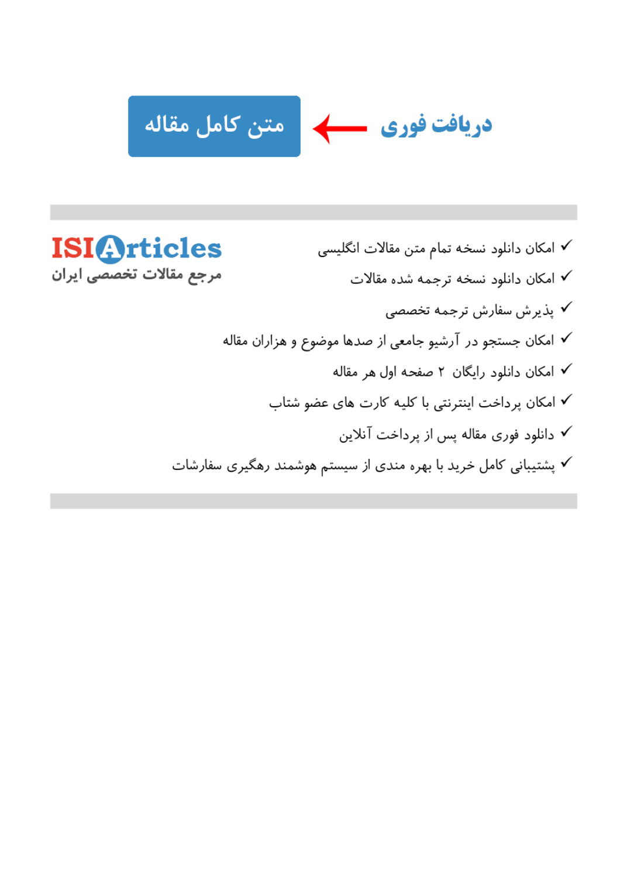دریافت فوری ← متن کامل مقاله

**ISIArticles**
مرجع مقالات تخصصی ایران

- ✓ امکان دانلود نسخه تمام متن مقالات انگلیسی
- ✓ امکان دانلود نسخه ترجمه شده مقالات
- ✓ پذیرش سفارش ترجمه تخصصی
- ✓ امکان جستجو در آرشیو جامعی از صدها موضوع و هزاران مقاله
- ✓ امکان دانلود رایگان ۲ صفحه اول هر مقاله
- ✓ امکان پرداخت اینترنتی با کلیه کارت های عضو شتاب
- ✓ دانلود فوری مقاله پس از پرداخت آنلاین
- ✓ پشتیبانی کامل خرید با بهره مندی از سیستم هوشمند رهگیری سفارشات